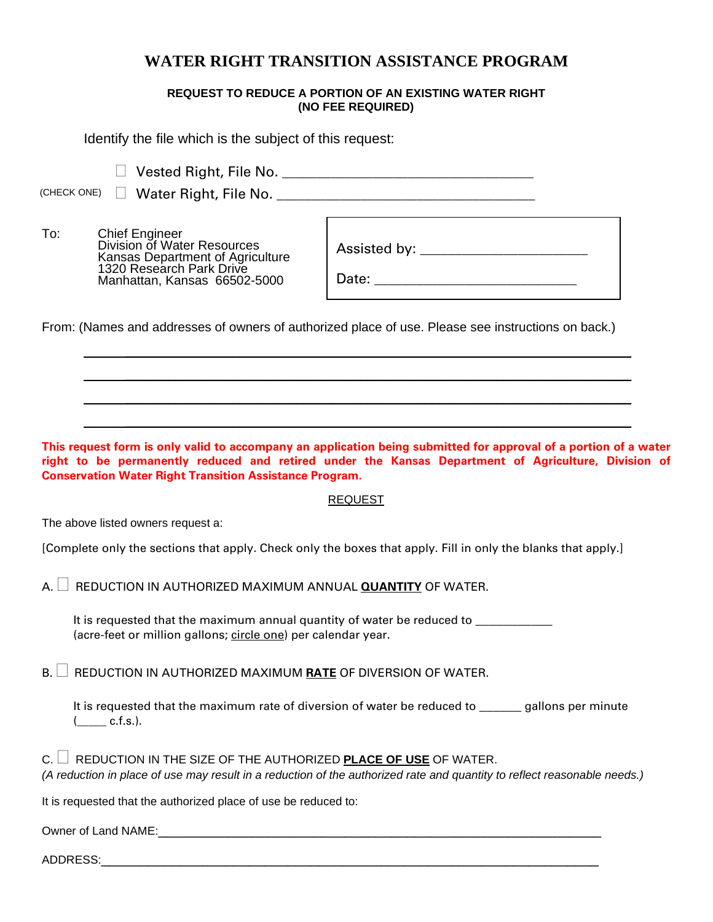# WATER RIGHT TRANSITION ASSISTANCE PROGRAM

**REQUEST TO REDUCE A PORTION OF AN EXISTING WATER RIGHT**
**(NO FEE REQUIRED)**

Identify the file which is the subject of this request:

(CHECK ONE)
- ☐ Vested Right, File No. ______________________________
- ☐ Water Right, File No. ______________________________

To: Chief Engineer
Division of Water Resources
Kansas Department of Agriculture
1320 Research Park Drive
Manhattan, Kansas 66502-5000

| Assisted by: ____________________ |
|---|
| Date: ________________________ |

From: (Names and addresses of owners of authorized place of use. Please see instructions on back.)

______________________________________________________________________

______________________________________________________________________

______________________________________________________________________

______________________________________________________________________

**This request form is only valid to accompany an application being submitted for approval of a portion of a water right to be permanently reduced and retired under the Kansas Department of Agriculture, Division of Conservation Water Right Transition Assistance Program.**

REQUEST

The above listed owners request a:

[Complete only the sections that apply. Check only the boxes that apply. Fill in only the blanks that apply.]

A. ☐ REDUCTION IN AUTHORIZED MAXIMUM ANNUAL **QUANTITY** OF WATER.

It is requested that the maximum annual quantity of water be reduced to ___________ (acre-feet or million gallons; circle one) per calendar year.

B. ☐ REDUCTION IN AUTHORIZED MAXIMUM **RATE** OF DIVERSION OF WATER.

It is requested that the maximum rate of diversion of water be reduced to ______ gallons per minute (_____ c.f.s.).

C. ☐ REDUCTION IN THE SIZE OF THE AUTHORIZED **PLACE OF USE** OF WATER.
*(A reduction in place of use may result in a reduction of the authorized rate and quantity to reflect reasonable needs.)*

It is requested that the authorized place of use be reduced to:

Owner of Land NAME:______________________________________________________________

ADDRESS:______________________________________________________________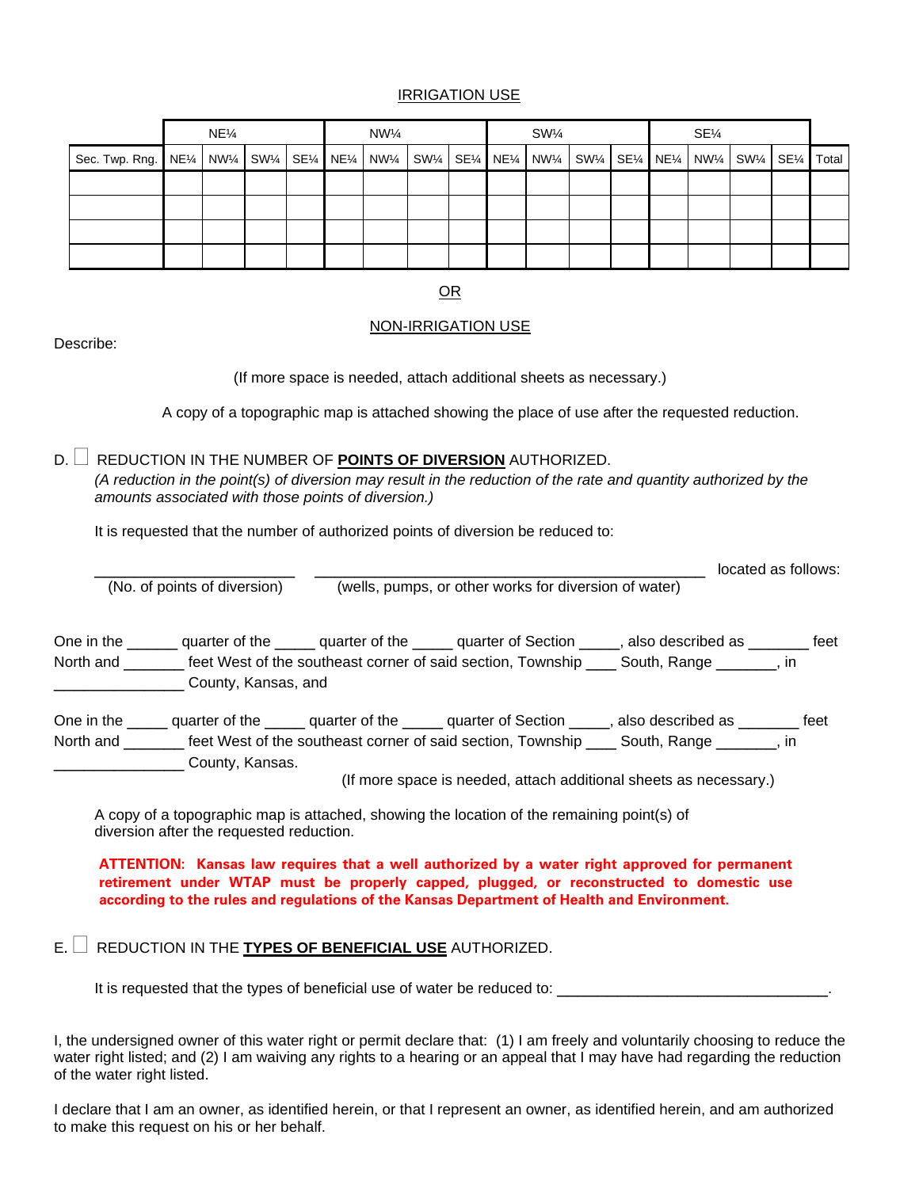IRRIGATION USE

| | NE¼ | | | | NW¼ | | | | SW¼ | | | | SE¼ | | | | |
|---|---|---|---|---|---|---|---|---|---|---|---|---|---|---|---|---|---|
| Sec. Twp. Rng. | NE¼ | NW¼ | SW¼ | SE¼ | NE¼ | NW¼ | SW¼ | SE¼ | NE¼ | NW¼ | SW¼ | SE¼ | NE¼ | NW¼ | SW¼ | SE¼ | Total |
| | | | | | | | | | | | | | | | | | |
| | | | | | | | | | | | | | | | | | |
| | | | | | | | | | | | | | | | | | |
| | | | | | | | | | | | | | | | | | |

OR

NON-IRRIGATION USE

Describe:

(If more space is needed, attach additional sheets as necessary.)

A copy of a topographic map is attached showing the place of use after the requested reduction.

D. ☐ REDUCTION IN THE NUMBER OF **POINTS OF DIVERSION** AUTHORIZED.
*(A reduction in the point(s) of diversion may result in the reduction of the rate and quantity authorized by the amounts associated with those points of diversion.)*

It is requested that the number of authorized points of diversion be reduced to:

________________________ (No. of points of diversion) ______________________________________________ (wells, pumps, or other works for diversion of water) located as follows:

One in the ______ quarter of the _____ quarter of the _____ quarter of Section _____, also described as _______ feet North and _______ feet West of the southeast corner of said section, Township ____ South, Range _______, in _______________ County, Kansas, and

One in the _____ quarter of the _____ quarter of the _____ quarter of Section _____, also described as _______ feet North and _______ feet West of the southeast corner of said section, Township ____ South, Range _______, in _______________ County, Kansas.

(If more space is needed, attach additional sheets as necessary.)

A copy of a topographic map is attached, showing the location of the remaining point(s) of diversion after the requested reduction.

**ATTENTION: Kansas law requires that a well authorized by a water right approved for permanent retirement under WTAP must be properly capped, plugged, or reconstructed to domestic use according to the rules and regulations of the Kansas Department of Health and Environment.**

E. ☐ REDUCTION IN THE **TYPES OF BENEFICIAL USE** AUTHORIZED.

It is requested that the types of beneficial use of water be reduced to: ________________________________.

I, the undersigned owner of this water right or permit declare that: (1) I am freely and voluntarily choosing to reduce the water right listed; and (2) I am waiving any rights to a hearing or an appeal that I may have had regarding the reduction of the water right listed.

I declare that I am an owner, as identified herein, or that I represent an owner, as identified herein, and am authorized to make this request on his or her behalf.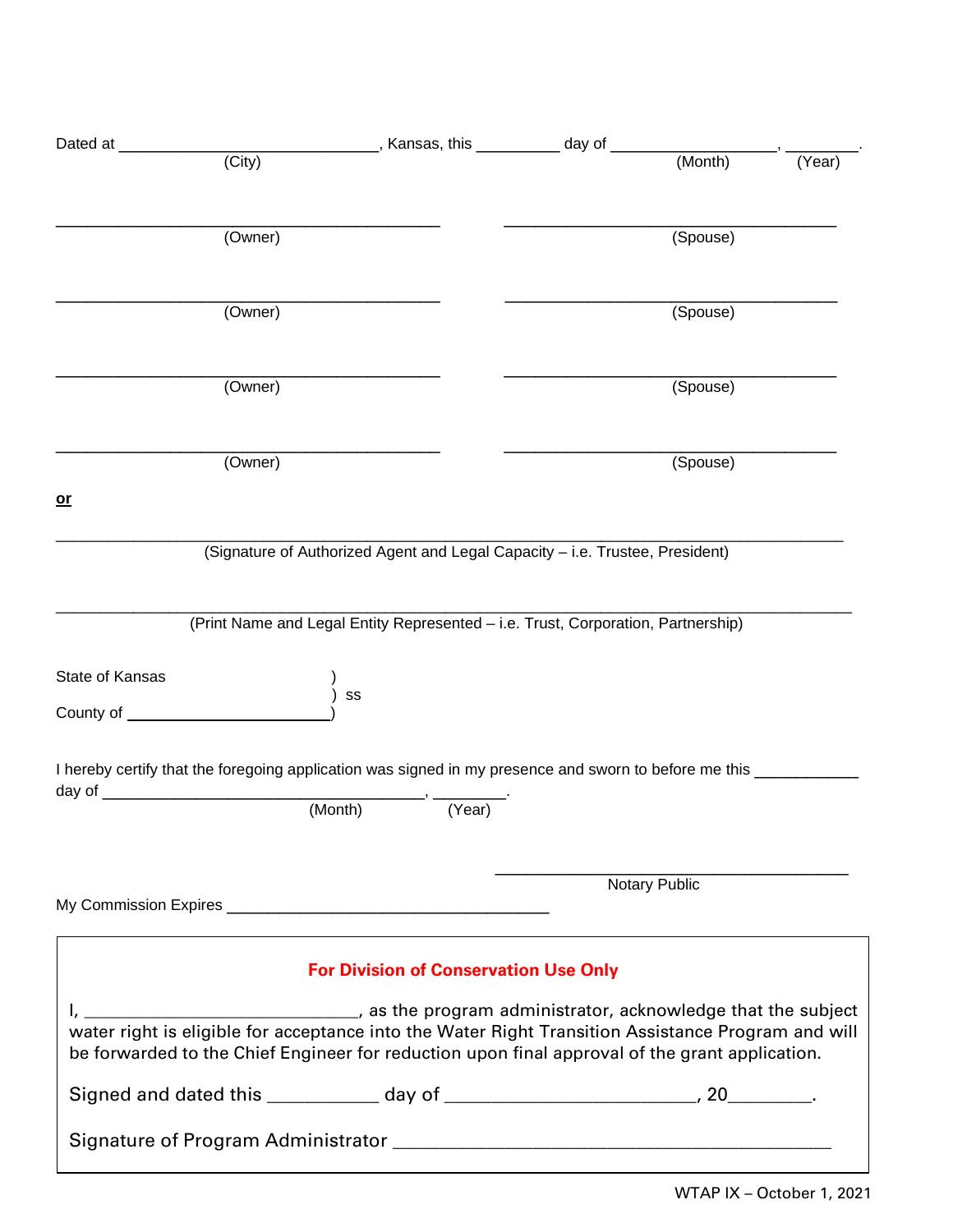Dated at ______________________________, Kansas, this _________ day of __________________, ________.
(City) (Month) (Year)

__________________________________________ __________________________________________
(Owner) (Spouse)

__________________________________________ __________________________________________
(Owner) (Spouse)

__________________________________________ __________________________________________
(Owner) (Spouse)

__________________________________________ __________________________________________
(Owner) (Spouse)

**or**

______________________________________________________________________________________
(Signature of Authorized Agent and Legal Capacity – i.e. Trustee, President)

______________________________________________________________________________________
(Print Name and Legal Entity Represented – i.e. Trust, Corporation, Partnership)

State of Kansas )
) ss
County of ______________________)

I hereby certify that the foregoing application was signed in my presence and sworn to before me this ___________ day of ___________________________________, ________.
(Month) (Year)

______________________________________
Notary Public

My Commission Expires ____________________________________

**For Division of Conservation Use Only**

I, ____________________________, as the program administrator, acknowledge that the subject water right is eligible for acceptance into the Water Right Transition Assistance Program and will be forwarded to the Chief Engineer for reduction upon final approval of the grant application.

Signed and dated this ___________ day of ________________________, 20________.

Signature of Program Administrator ____________________________________________

WTAP IX – October 1, 2021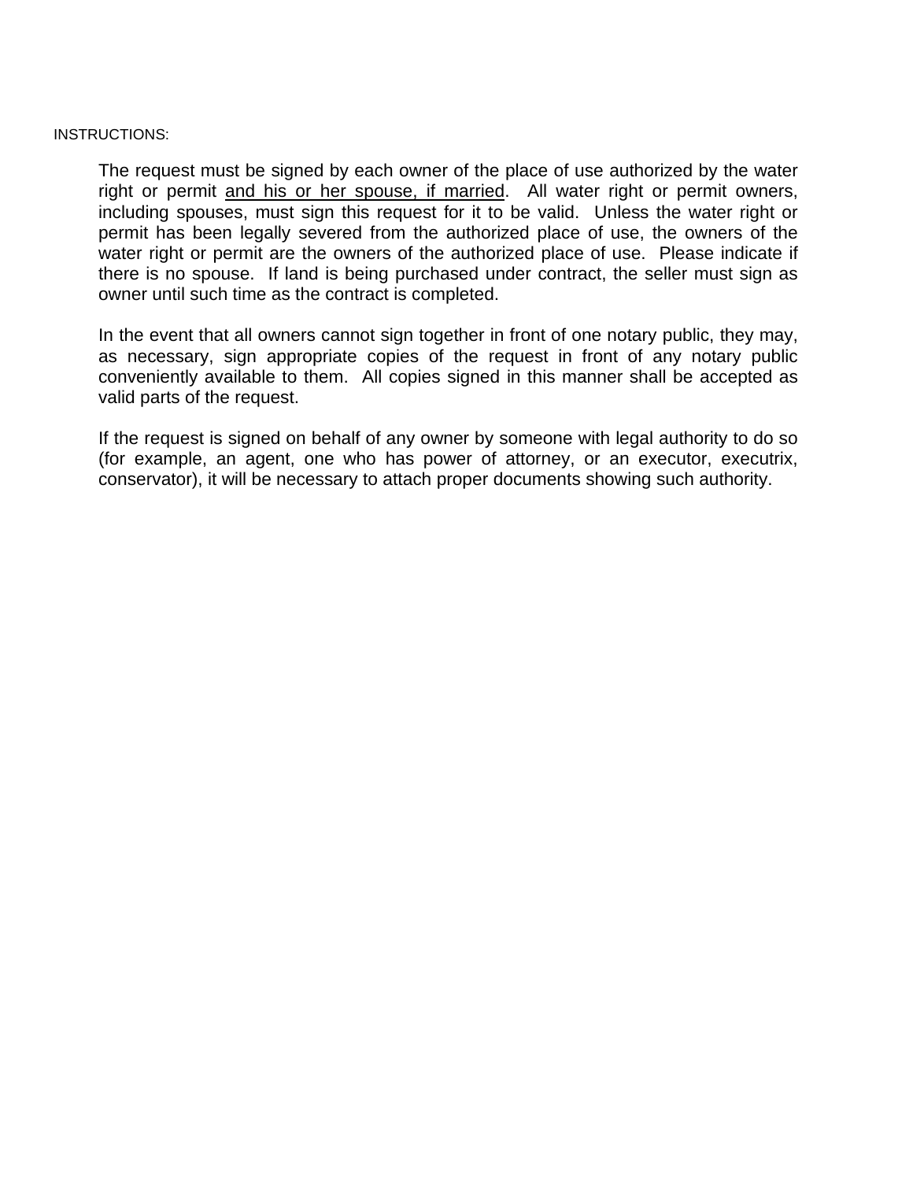INSTRUCTIONS:

The request must be signed by each owner of the place of use authorized by the water right or permit <u>and his or her spouse, if married</u>. All water right or permit owners, including spouses, must sign this request for it to be valid. Unless the water right or permit has been legally severed from the authorized place of use, the owners of the water right or permit are the owners of the authorized place of use. Please indicate if there is no spouse. If land is being purchased under contract, the seller must sign as owner until such time as the contract is completed.

In the event that all owners cannot sign together in front of one notary public, they may, as necessary, sign appropriate copies of the request in front of any notary public conveniently available to them. All copies signed in this manner shall be accepted as valid parts of the request.

If the request is signed on behalf of any owner by someone with legal authority to do so (for example, an agent, one who has power of attorney, or an executor, executrix, conservator), it will be necessary to attach proper documents showing such authority.